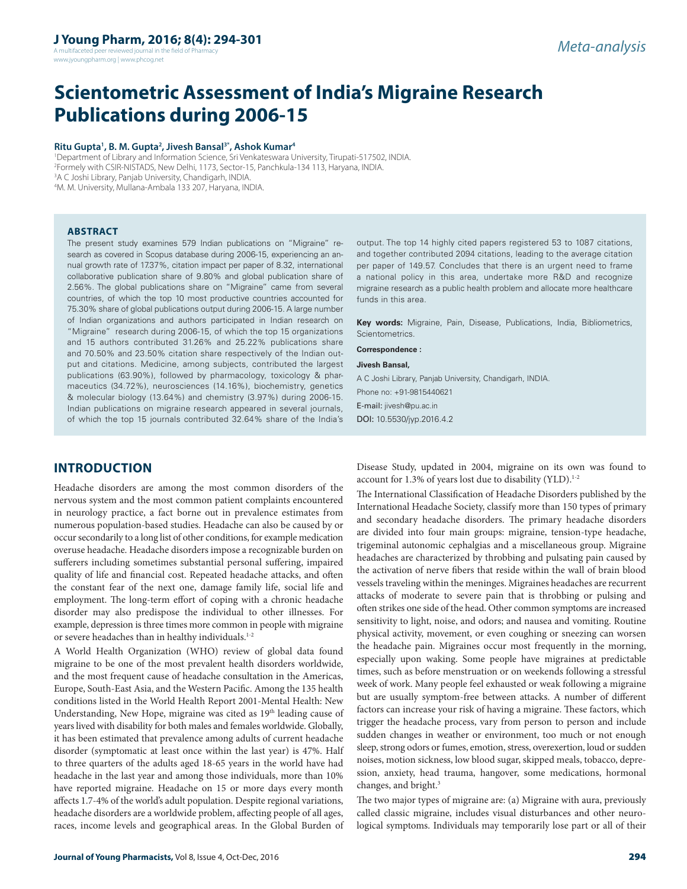Meta-analysis

# Scientometric Assessment of India's Migraine Research Publications during 2006-15

**Ritu Gupta[1], B. M. Gupta[2], Jivesh Bansal[3*], Ashok Kumar[4]**

[1]Department of Library and Information Science, Sri Venkateswara University, Tirupati-517502, INDIA.
[2]Formely with CSIR-NISTADS, New Delhi, 1173, Sector-15, Panchkula-134 113, Haryana, INDIA.
[3]A C Joshi Library, Panjab University, Chandigarh, INDIA.
[4]M. M. University, Mullana-Ambala 133 207, Haryana, INDIA.

## ABSTRACT

The present study examines 579 Indian publications on "Migraine" research as covered in Scopus database during 2006-15, experiencing an annual growth rate of 17.37%, citation impact per paper of 8.32, international collaborative publication share of 9.80% and global publication share of 2.56%. The global publications share on "Migraine" came from several countries, of which the top 10 most productive countries accounted for 75.30% share of global publications output during 2006-15. A large number of Indian organizations and authors participated in Indian research on "Migraine" research during 2006-15, of which the top 15 organizations and 15 authors contributed 31.26% and 25.22% publications share and 70.50% and 23.50% citation share respectively of the Indian output and citations. Medicine, among subjects, contributed the largest publications (63.90%), followed by pharmacology, toxicology & pharmaceutics (34.72%), neurosciences (14.16%), biochemistry, genetics & molecular biology (13.64%) and chemistry (3.97%) during 2006-15. Indian publications on migraine research appeared in several journals, of which the top 15 journals contributed 32.64% share of the India's output. The top 14 highly cited papers registered 53 to 1087 citations, and together contributed 2094 citations, leading to the average citation per paper of 149.57. Concludes that there is an urgent need to frame a national policy in this area, undertake more R&D and recognize migraine research as a public health problem and allocate more healthcare funds in this area.

**Key words:** Migraine, Pain, Disease, Publications, India, Bibliometrics, Scientometrics.

**Correspondence :**

**Jivesh Bansal,**

A C Joshi Library, Panjab University, Chandigarh, INDIA.

Phone no: +91-9815440621

E-mail: jivesh@pu.ac.in

DOI: 10.5530/jyp.2016.4.2

## INTRODUCTION

Headache disorders are among the most common disorders of the nervous system and the most common patient complaints encountered in neurology practice, a fact borne out in prevalence estimates from numerous population-based studies. Headache can also be caused by or occur secondarily to a long list of other conditions, for example medication overuse headache. Headache disorders impose a recognizable burden on sufferers including sometimes substantial personal suffering, impaired quality of life and financial cost. Repeated headache attacks, and often the constant fear of the next one, damage family life, social life and employment. The long-term effort of coping with a chronic headache disorder may also predispose the individual to other illnesses. For example, depression is three times more common in people with migraine or severe headaches than in healthy individuals.[1-2]

A World Health Organization (WHO) review of global data found migraine to be one of the most prevalent health disorders worldwide, and the most frequent cause of headache consultation in the Americas, Europe, South-East Asia, and the Western Pacific. Among the 135 health conditions listed in the World Health Report 2001-Mental Health: New Understanding, New Hope, migraine was cited as 19th leading cause of years lived with disability for both males and females worldwide. Globally, it has been estimated that prevalence among adults of current headache disorder (symptomatic at least once within the last year) is 47%. Half to three quarters of the adults aged 18-65 years in the world have had headache in the last year and among those individuals, more than 10% have reported migraine. Headache on 15 or more days every month affects 1.7-4% of the world's adult population. Despite regional variations, headache disorders are a worldwide problem, affecting people of all ages, races, income levels and geographical areas. In the Global Burden of Disease Study, updated in 2004, migraine on its own was found to account for 1.3% of years lost due to disability (YLD).[1-2]

The International Classification of Headache Disorders published by the International Headache Society, classify more than 150 types of primary and secondary headache disorders. The primary headache disorders are divided into four main groups: migraine, tension-type headache, trigeminal autonomic cephalgias and a miscellaneous group. Migraine headaches are characterized by throbbing and pulsating pain caused by the activation of nerve fibers that reside within the wall of brain blood vessels traveling within the meninges. Migraines headaches are recurrent attacks of moderate to severe pain that is throbbing or pulsing and often strikes one side of the head. Other common symptoms are increased sensitivity to light, noise, and odors; and nausea and vomiting. Routine physical activity, movement, or even coughing or sneezing can worsen the headache pain. Migraines occur most frequently in the morning, especially upon waking. Some people have migraines at predictable times, such as before menstruation or on weekends following a stressful week of work. Many people feel exhausted or weak following a migraine but are usually symptom-free between attacks. A number of different factors can increase your risk of having a migraine. These factors, which trigger the headache process, vary from person to person and include sudden changes in weather or environment, too much or not enough sleep, strong odors or fumes, emotion, stress, overexertion, loud or sudden noises, motion sickness, low blood sugar, skipped meals, tobacco, depression, anxiety, head trauma, hangover, some medications, hormonal changes, and bright.[3]

The two major types of migraine are: (a) Migraine with aura, previously called classic migraine, includes visual disturbances and other neurological symptoms. Individuals may temporarily lose part or all of their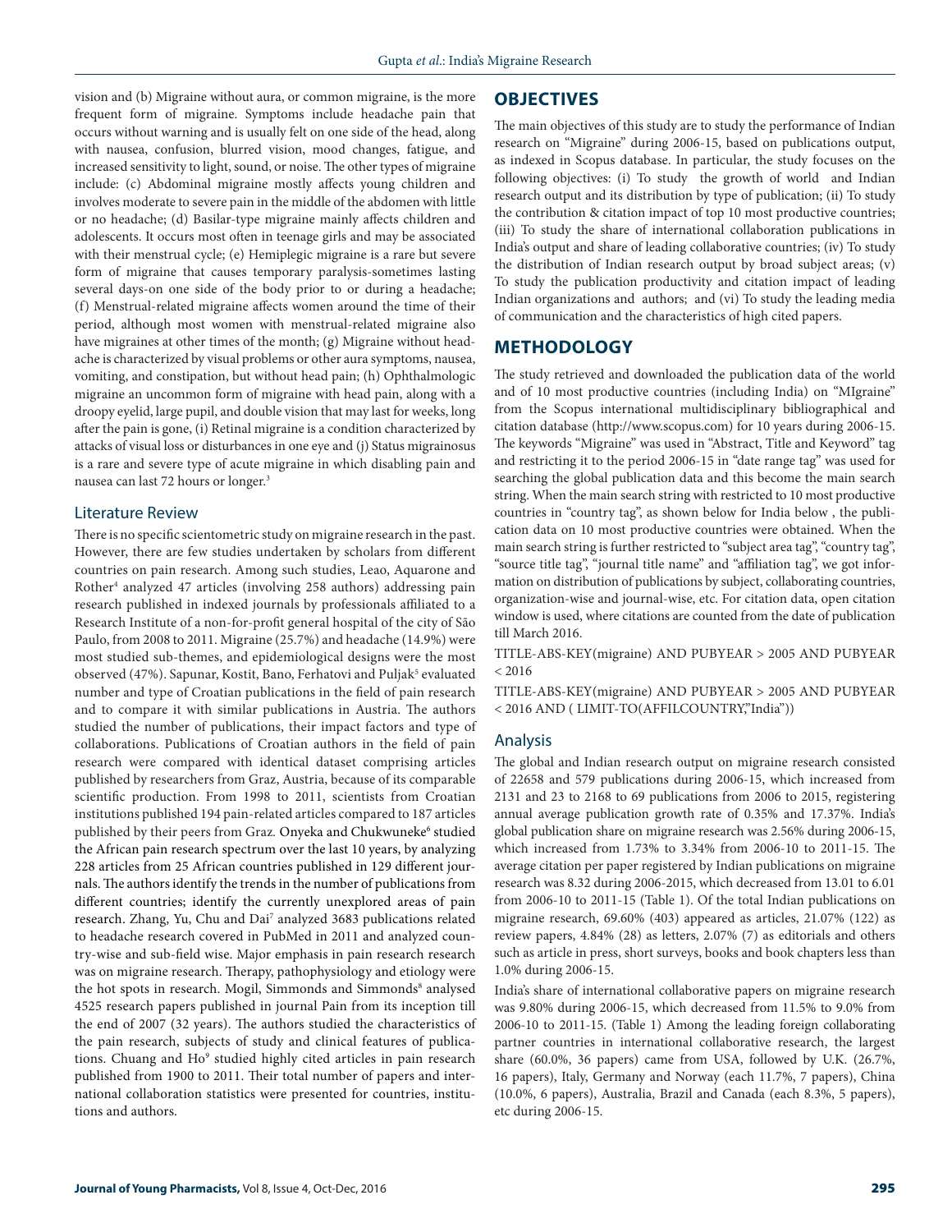vision and (b) Migraine without aura, or common migraine, is the more frequent form of migraine. Symptoms include headache pain that occurs without warning and is usually felt on one side of the head, along with nausea, confusion, blurred vision, mood changes, fatigue, and increased sensitivity to light, sound, or noise. The other types of migraine include: (c) Abdominal migraine mostly affects young children and involves moderate to severe pain in the middle of the abdomen with little or no headache; (d) Basilar-type migraine mainly affects children and adolescents. It occurs most often in teenage girls and may be associated with their menstrual cycle; (e) Hemiplegic migraine is a rare but severe form of migraine that causes temporary paralysis-sometimes lasting several days-on one side of the body prior to or during a headache; (f) Menstrual-related migraine affects women around the time of their period, although most women with menstrual-related migraine also have migraines at other times of the month; (g) Migraine without headache is characterized by visual problems or other aura symptoms, nausea, vomiting, and constipation, but without head pain; (h) Ophthalmologic migraine an uncommon form of migraine with head pain, along with a droopy eyelid, large pupil, and double vision that may last for weeks, long after the pain is gone, (i) Retinal migraine is a condition characterized by attacks of visual loss or disturbances in one eye and (j) Status migrainosus is a rare and severe type of acute migraine in which disabling pain and nausea can last 72 hours or longer.[3]

### Literature Review

There is no specific scientometric study on migraine research in the past. However, there are few studies undertaken by scholars from different countries on pain research. Among such studies, Leao, Aquarone and Rother[4] analyzed 47 articles (involving 258 authors) addressing pain research published in indexed journals by professionals affiliated to a Research Institute of a non-for-profit general hospital of the city of São Paulo, from 2008 to 2011. Migraine (25.7%) and headache (14.9%) were most studied sub-themes, and epidemiological designs were the most observed (47%). Sapunar, Kostit, Bano, Ferhatovi and Puljak[5] evaluated number and type of Croatian publications in the field of pain research and to compare it with similar publications in Austria. The authors studied the number of publications, their impact factors and type of collaborations. Publications of Croatian authors in the field of pain research were compared with identical dataset comprising articles published by researchers from Graz, Austria, because of its comparable scientific production. From 1998 to 2011, scientists from Croatian institutions published 194 pain-related articles compared to 187 articles published by their peers from Graz. Onyeka and Chukwuneke[6] studied the African pain research spectrum over the last 10 years, by analyzing 228 articles from 25 African countries published in 129 different journals. The authors identify the trends in the number of publications from different countries; identify the currently unexplored areas of pain research. Zhang, Yu, Chu and Dai[7] analyzed 3683 publications related to headache research covered in PubMed in 2011 and analyzed country-wise and sub-field wise. Major emphasis in pain research research was on migraine research. Therapy, pathophysiology and etiology were the hot spots in research. Mogil, Simmonds and Simmonds[8] analysed 4525 research papers published in journal Pain from its inception till the end of 2007 (32 years). The authors studied the characteristics of the pain research, subjects of study and clinical features of publications. Chuang and Ho[9] studied highly cited articles in pain research published from 1900 to 2011. Their total number of papers and international collaboration statistics were presented for countries, institutions and authors.

## OBJECTIVES

The main objectives of this study are to study the performance of Indian research on "Migraine" during 2006-15, based on publications output, as indexed in Scopus database. In particular, the study focuses on the following objectives: (i) To study the growth of world and Indian research output and its distribution by type of publication; (ii) To study the contribution & citation impact of top 10 most productive countries; (iii) To study the share of international collaboration publications in India's output and share of leading collaborative countries; (iv) To study the distribution of Indian research output by broad subject areas; (v) To study the publication productivity and citation impact of leading Indian organizations and authors; and (vi) To study the leading media of communication and the characteristics of high cited papers.

## METHODOLOGY

The study retrieved and downloaded the publication data of the world and of 10 most productive countries (including India) on "MIgraine" from the Scopus international multidisciplinary bibliographical and citation database (http://www.scopus.com) for 10 years during 2006-15. The keywords "Migraine" was used in "Abstract, Title and Keyword" tag and restricting it to the period 2006-15 in "date range tag" was used for searching the global publication data and this become the main search string. When the main search string with restricted to 10 most productive countries in "country tag", as shown below for India below , the publication data on 10 most productive countries were obtained. When the main search string is further restricted to "subject area tag", "country tag", "source title tag", "journal title name" and "affiliation tag", we got information on distribution of publications by subject, collaborating countries, organization-wise and journal-wise, etc. For citation data, open citation window is used, where citations are counted from the date of publication till March 2016.

TITLE-ABS-KEY(migraine) AND PUBYEAR > 2005 AND PUBYEAR < 2016

TITLE-ABS-KEY(migraine) AND PUBYEAR > 2005 AND PUBYEAR < 2016 AND ( LIMIT-TO(AFFILCOUNTRY,"India"))

### Analysis

The global and Indian research output on migraine research consisted of 22658 and 579 publications during 2006-15, which increased from 2131 and 23 to 2168 to 69 publications from 2006 to 2015, registering annual average publication growth rate of 0.35% and 17.37%. India's global publication share on migraine research was 2.56% during 2006-15, which increased from 1.73% to 3.34% from 2006-10 to 2011-15. The average citation per paper registered by Indian publications on migraine research was 8.32 during 2006-2015, which decreased from 13.01 to 6.01 from 2006-10 to 2011-15 (Table 1). Of the total Indian publications on migraine research, 69.60% (403) appeared as articles, 21.07% (122) as review papers, 4.84% (28) as letters, 2.07% (7) as editorials and others such as article in press, short surveys, books and book chapters less than 1.0% during 2006-15.

India's share of international collaborative papers on migraine research was 9.80% during 2006-15, which decreased from 11.5% to 9.0% from 2006-10 to 2011-15. (Table 1) Among the leading foreign collaborating partner countries in international collaborative research, the largest share (60.0%, 36 papers) came from USA, followed by U.K. (26.7%, 16 papers), Italy, Germany and Norway (each 11.7%, 7 papers), China (10.0%, 6 papers), Australia, Brazil and Canada (each 8.3%, 5 papers), etc during 2006-15.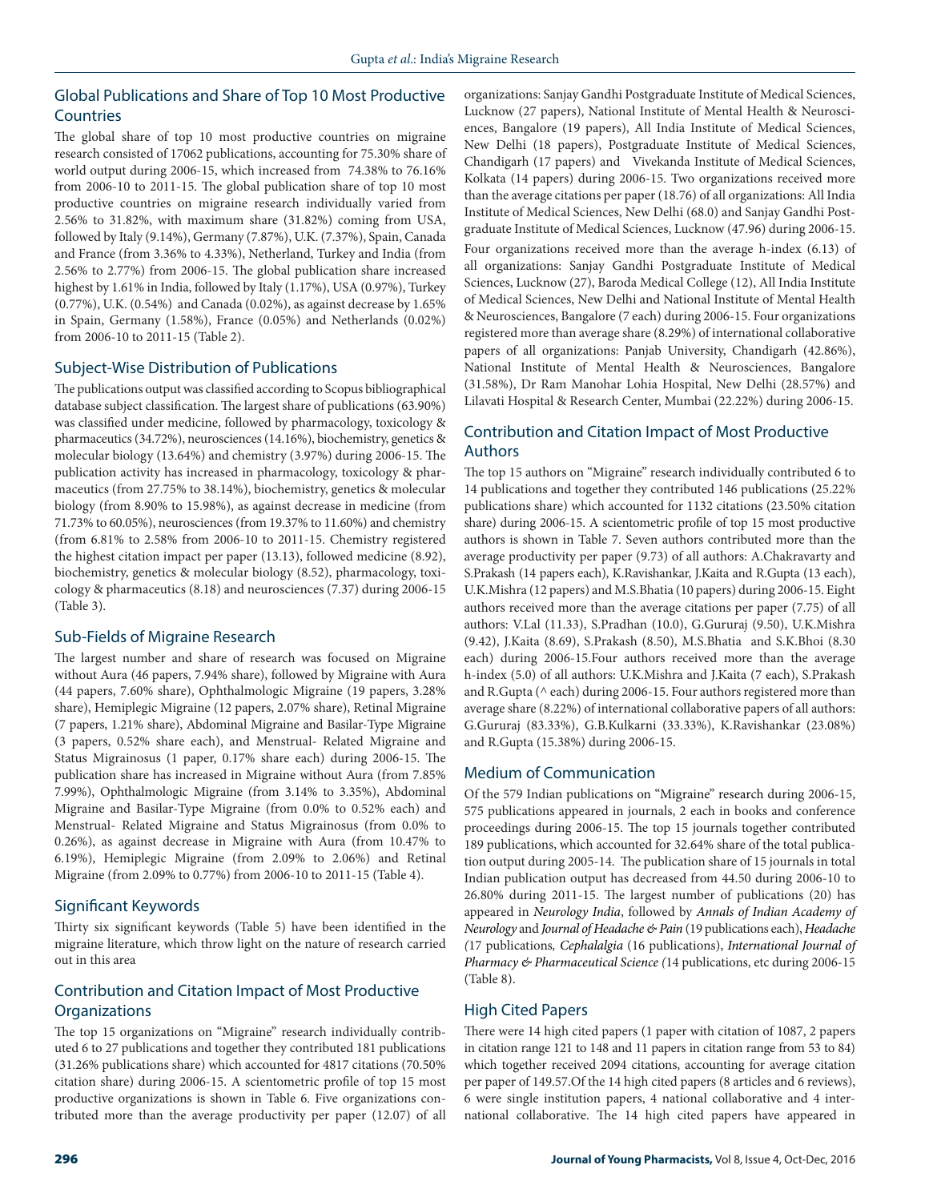## Global Publications and Share of Top 10 Most Productive Countries

The global share of top 10 most productive countries on migraine research consisted of 17062 publications, accounting for 75.30% share of world output during 2006-15, which increased from 74.38% to 76.16% from 2006-10 to 2011-15. The global publication share of top 10 most productive countries on migraine research individually varied from 2.56% to 31.82%, with maximum share (31.82%) coming from USA, followed by Italy (9.14%), Germany (7.87%), U.K. (7.37%), Spain, Canada and France (from 3.36% to 4.33%), Netherland, Turkey and India (from 2.56% to 2.77%) from 2006-15. The global publication share increased highest by 1.61% in India, followed by Italy (1.17%), USA (0.97%), Turkey (0.77%), U.K. (0.54%) and Canada (0.02%), as against decrease by 1.65% in Spain, Germany (1.58%), France (0.05%) and Netherlands (0.02%) from 2006-10 to 2011-15 (Table 2).

## Subject-Wise Distribution of Publications

The publications output was classified according to Scopus bibliographical database subject classification. The largest share of publications (63.90%) was classified under medicine, followed by pharmacology, toxicology & pharmaceutics (34.72%), neurosciences (14.16%), biochemistry, genetics & molecular biology (13.64%) and chemistry (3.97%) during 2006-15. The publication activity has increased in pharmacology, toxicology & pharmaceutics (from 27.75% to 38.14%), biochemistry, genetics & molecular biology (from 8.90% to 15.98%), as against decrease in medicine (from 71.73% to 60.05%), neurosciences (from 19.37% to 11.60%) and chemistry (from 6.81% to 2.58% from 2006-10 to 2011-15. Chemistry registered the highest citation impact per paper (13.13), followed medicine (8.92), biochemistry, genetics & molecular biology (8.52), pharmacology, toxicology & pharmaceutics (8.18) and neurosciences (7.37) during 2006-15 (Table 3).

## Sub-Fields of Migraine Research

The largest number and share of research was focused on Migraine without Aura (46 papers, 7.94% share), followed by Migraine with Aura (44 papers, 7.60% share), Ophthalmologic Migraine (19 papers, 3.28% share), Hemiplegic Migraine (12 papers, 2.07% share), Retinal Migraine (7 papers, 1.21% share), Abdominal Migraine and Basilar-Type Migraine (3 papers, 0.52% share each), and Menstrual- Related Migraine and Status Migrainosus (1 paper, 0.17% share each) during 2006-15. The publication share has increased in Migraine without Aura (from 7.85% 7.99%), Ophthalmologic Migraine (from 3.14% to 3.35%), Abdominal Migraine and Basilar-Type Migraine (from 0.0% to 0.52% each) and Menstrual- Related Migraine and Status Migrainosus (from 0.0% to 0.26%), as against decrease in Migraine with Aura (from 10.47% to 6.19%), Hemiplegic Migraine (from 2.09% to 2.06%) and Retinal Migraine (from 2.09% to 0.77%) from 2006-10 to 2011-15 (Table 4).

## Significant Keywords

Thirty six significant keywords (Table 5) have been identified in the migraine literature, which throw light on the nature of research carried out in this area

## Contribution and Citation Impact of Most Productive Organizations

The top 15 organizations on "Migraine" research individually contributed 6 to 27 publications and together they contributed 181 publications (31.26% publications share) which accounted for 4817 citations (70.50% citation share) during 2006-15. A scientometric profile of top 15 most productive organizations is shown in Table 6. Five organizations contributed more than the average productivity per paper (12.07) of all organizations: Sanjay Gandhi Postgraduate Institute of Medical Sciences, Lucknow (27 papers), National Institute of Mental Health & Neurosciences, Bangalore (19 papers), All India Institute of Medical Sciences, New Delhi (18 papers), Postgraduate Institute of Medical Sciences, Chandigarh (17 papers) and Vivekanda Institute of Medical Sciences, Kolkata (14 papers) during 2006-15. Two organizations received more than the average citations per paper (18.76) of all organizations: All India Institute of Medical Sciences, New Delhi (68.0) and Sanjay Gandhi Postgraduate Institute of Medical Sciences, Lucknow (47.96) during 2006-15. Four organizations received more than the average h-index (6.13) of all organizations: Sanjay Gandhi Postgraduate Institute of Medical Sciences, Lucknow (27), Baroda Medical College (12), All India Institute of Medical Sciences, New Delhi and National Institute of Mental Health & Neurosciences, Bangalore (7 each) during 2006-15. Four organizations registered more than average share (8.29%) of international collaborative papers of all organizations: Panjab University, Chandigarh (42.86%), National Institute of Mental Health & Neurosciences, Bangalore (31.58%), Dr Ram Manohar Lohia Hospital, New Delhi (28.57%) and Lilavati Hospital & Research Center, Mumbai (22.22%) during 2006-15.

## Contribution and Citation Impact of Most Productive Authors

The top 15 authors on "Migraine" research individually contributed 6 to 14 publications and together they contributed 146 publications (25.22% publications share) which accounted for 1132 citations (23.50% citation share) during 2006-15. A scientometric profile of top 15 most productive authors is shown in Table 7. Seven authors contributed more than the average productivity per paper (9.73) of all authors: A.Chakravarty and S.Prakash (14 papers each), K.Ravishankar, J.Kaita and R.Gupta (13 each), U.K.Mishra (12 papers) and M.S.Bhatia (10 papers) during 2006-15. Eight authors received more than the average citations per paper (7.75) of all authors: V.Lal (11.33), S.Pradhan (10.0), G.Gururaj (9.50), U.K.Mishra (9.42), J.Kaita (8.69), S.Prakash (8.50), M.S.Bhatia and S.K.Bhoi (8.30 each) during 2006-15.Four authors received more than the average h-index (5.0) of all authors: U.K.Mishra and J.Kaita (7 each), S.Prakash and R.Gupta (^ each) during 2006-15. Four authors registered more than average share (8.22%) of international collaborative papers of all authors: G.Gururaj (83.33%), G.B.Kulkarni (33.33%), K.Ravishankar (23.08%) and R.Gupta (15.38%) during 2006-15.

## Medium of Communication

Of the 579 Indian publications on "Migraine" research during 2006-15, 575 publications appeared in journals, 2 each in books and conference proceedings during 2006-15. The top 15 journals together contributed 189 publications, which accounted for 32.64% share of the total publication output during 2005-14. The publication share of 15 journals in total Indian publication output has decreased from 44.50 during 2006-10 to 26.80% during 2011-15. The largest number of publications (20) has appeared in *Neurology India*, followed by *Annals of Indian Academy of Neurology* and *Journal of Headache & Pain* (19 publications each), *Headache (*17 publications*, Cephalalgia* (16 publications), *International Journal of Pharmacy & Pharmaceutical Science (*14 publications, etc during 2006-15 (Table 8).

## High Cited Papers

There were 14 high cited papers (1 paper with citation of 1087, 2 papers in citation range 121 to 148 and 11 papers in citation range from 53 to 84) which together received 2094 citations, accounting for average citation per paper of 149.57.Of the 14 high cited papers (8 articles and 6 reviews), 6 were single institution papers, 4 national collaborative and 4 international collaborative. The 14 high cited papers have appeared in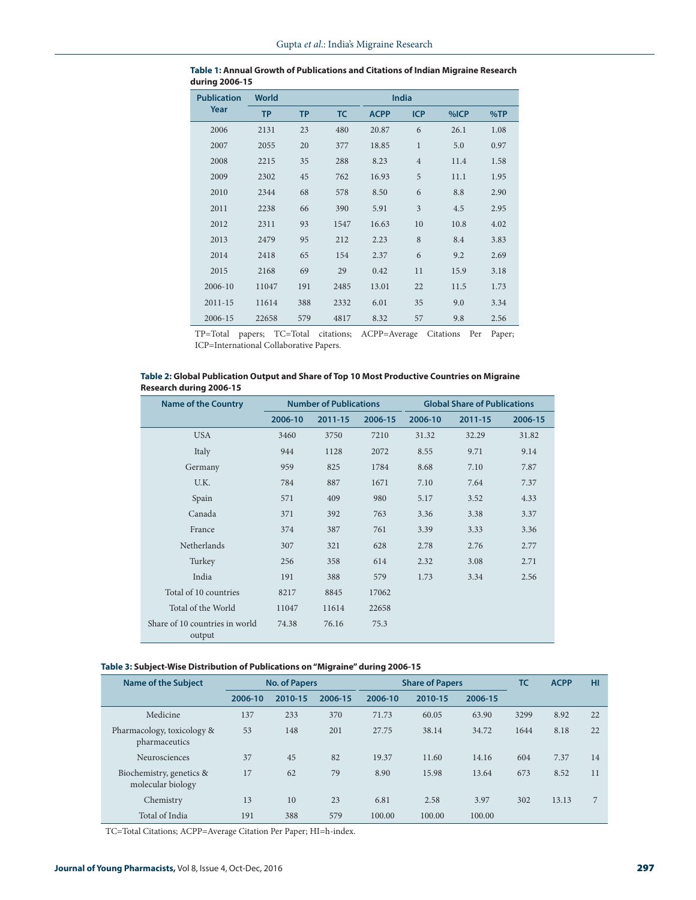**Table 1: Annual Growth of Publications and Citations of Indian Migraine Research during 2006-15**

| Publication Year | World | India | | | | | |
|---|---|---|---|---|---|---|---|
| | TP | TP | TC | ACPP | ICP | %ICP | %TP |
| 2006 | 2131 | 23 | 480 | 20.87 | 6 | 26.1 | 1.08 |
| 2007 | 2055 | 20 | 377 | 18.85 | 1 | 5.0 | 0.97 |
| 2008 | 2215 | 35 | 288 | 8.23 | 4 | 11.4 | 1.58 |
| 2009 | 2302 | 45 | 762 | 16.93 | 5 | 11.1 | 1.95 |
| 2010 | 2344 | 68 | 578 | 8.50 | 6 | 8.8 | 2.90 |
| 2011 | 2238 | 66 | 390 | 5.91 | 3 | 4.5 | 2.95 |
| 2012 | 2311 | 93 | 1547 | 16.63 | 10 | 10.8 | 4.02 |
| 2013 | 2479 | 95 | 212 | 2.23 | 8 | 8.4 | 3.83 |
| 2014 | 2418 | 65 | 154 | 2.37 | 6 | 9.2 | 2.69 |
| 2015 | 2168 | 69 | 29 | 0.42 | 11 | 15.9 | 3.18 |
| 2006-10 | 11047 | 191 | 2485 | 13.01 | 22 | 11.5 | 1.73 |
| 2011-15 | 11614 | 388 | 2332 | 6.01 | 35 | 9.0 | 3.34 |
| 2006-15 | 22658 | 579 | 4817 | 8.32 | 57 | 9.8 | 2.56 |

TP=Total papers; TC=Total citations; ACPP=Average Citations Per Paper; ICP=International Collaborative Papers.

**Table 2: Global Publication Output and Share of Top 10 Most Productive Countries on Migraine Research during 2006-15**

| Name of the Country | Number of Publications | | | Global Share of Publications | | |
|---|---|---|---|---|---|---|
| | 2006-10 | 2011-15 | 2006-15 | 2006-10 | 2011-15 | 2006-15 |
| USA | 3460 | 3750 | 7210 | 31.32 | 32.29 | 31.82 |
| Italy | 944 | 1128 | 2072 | 8.55 | 9.71 | 9.14 |
| Germany | 959 | 825 | 1784 | 8.68 | 7.10 | 7.87 |
| U.K. | 784 | 887 | 1671 | 7.10 | 7.64 | 7.37 |
| Spain | 571 | 409 | 980 | 5.17 | 3.52 | 4.33 |
| Canada | 371 | 392 | 763 | 3.36 | 3.38 | 3.37 |
| France | 374 | 387 | 761 | 3.39 | 3.33 | 3.36 |
| Netherlands | 307 | 321 | 628 | 2.78 | 2.76 | 2.77 |
| Turkey | 256 | 358 | 614 | 2.32 | 3.08 | 2.71 |
| India | 191 | 388 | 579 | 1.73 | 3.34 | 2.56 |
| Total of 10 countries | 8217 | 8845 | 17062 | | | |
| Total of the World | 11047 | 11614 | 22658 | | | |
| Share of 10 countries in world output | 74.38 | 76.16 | 75.3 | | | |

**Table 3: Subject-Wise Distribution of Publications on "Migraine" during 2006-15**

| Name of the Subject | No. of Papers | | | Share of Papers | | | TC | ACPP | HI |
|---|---|---|---|---|---|---|---|---|---|
| | 2006-10 | 2010-15 | 2006-15 | 2006-10 | 2010-15 | 2006-15 | | | |
| Medicine | 137 | 233 | 370 | 71.73 | 60.05 | 63.90 | 3299 | 8.92 | 22 |
| Pharmacology, toxicology & pharmaceutics | 53 | 148 | 201 | 27.75 | 38.14 | 34.72 | 1644 | 8.18 | 22 |
| Neurosciences | 37 | 45 | 82 | 19.37 | 11.60 | 14.16 | 604 | 7.37 | 14 |
| Biochemistry, genetics & molecular biology | 17 | 62 | 79 | 8.90 | 15.98 | 13.64 | 673 | 8.52 | 11 |
| Chemistry | 13 | 10 | 23 | 6.81 | 2.58 | 3.97 | 302 | 13.13 | 7 |
| Total of India | 191 | 388 | 579 | 100.00 | 100.00 | 100.00 | | | |

TC=Total Citations; ACPP=Average Citation Per Paper; HI=h-index.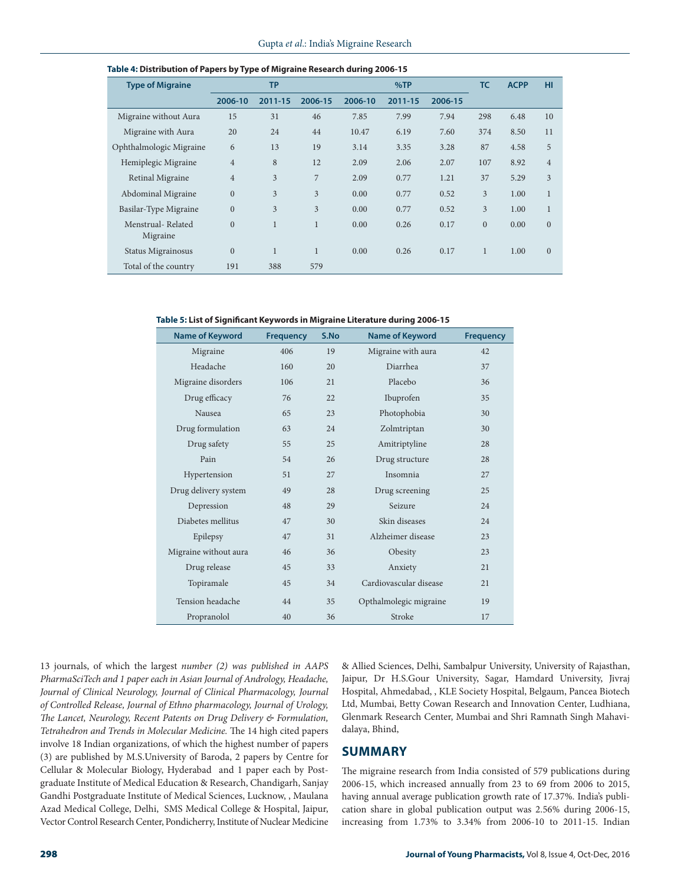**Table 4: Distribution of Papers by Type of Migraine Research during 2006-15**

| Type of Migraine | TP | | | %TP | | | TC | ACPP | HI |
|---|---|---|---|---|---|---|---|---|---|
| | 2006-10 | 2011-15 | 2006-15 | 2006-10 | 2011-15 | 2006-15 | | | |
| Migraine without Aura | 15 | 31 | 46 | 7.85 | 7.99 | 7.94 | 298 | 6.48 | 10 |
| Migraine with Aura | 20 | 24 | 44 | 10.47 | 6.19 | 7.60 | 374 | 8.50 | 11 |
| Ophthalmologic Migraine | 6 | 13 | 19 | 3.14 | 3.35 | 3.28 | 87 | 4.58 | 5 |
| Hemiplegic Migraine | 4 | 8 | 12 | 2.09 | 2.06 | 2.07 | 107 | 8.92 | 4 |
| Retinal Migraine | 4 | 3 | 7 | 2.09 | 0.77 | 1.21 | 37 | 5.29 | 3 |
| Abdominal Migraine | 0 | 3 | 3 | 0.00 | 0.77 | 0.52 | 3 | 1.00 | 1 |
| Basilar-Type Migraine | 0 | 3 | 3 | 0.00 | 0.77 | 0.52 | 3 | 1.00 | 1 |
| Menstrual- Related Migraine | 0 | 1 | 1 | 0.00 | 0.26 | 0.17 | 0 | 0.00 | 0 |
| Status Migrainosus | 0 | 1 | 1 | 0.00 | 0.26 | 0.17 | 1 | 1.00 | 0 |
| Total of the country | 191 | 388 | 579 | | | | | | |

**Table 5: List of Significant Keywords in Migraine Literature during 2006-15**

| Name of Keyword | Frequency | S.No | Name of Keyword | Frequency |
|---|---|---|---|---|
| Migraine | 406 | 19 | Migraine with aura | 42 |
| Headache | 160 | 20 | Diarrhea | 37 |
| Migraine disorders | 106 | 21 | Placebo | 36 |
| Drug efficacy | 76 | 22 | Ibuprofen | 35 |
| Nausea | 65 | 23 | Photophobia | 30 |
| Drug formulation | 63 | 24 | Zolmtriptan | 30 |
| Drug safety | 55 | 25 | Amitriptyline | 28 |
| Pain | 54 | 26 | Drug structure | 28 |
| Hypertension | 51 | 27 | Insomnia | 27 |
| Drug delivery system | 49 | 28 | Drug screening | 25 |
| Depression | 48 | 29 | Seizure | 24 |
| Diabetes mellitus | 47 | 30 | Skin diseases | 24 |
| Epilepsy | 47 | 31 | Alzheimer disease | 23 |
| Migraine without aura | 46 | 36 | Obesity | 23 |
| Drug release | 45 | 33 | Anxiety | 21 |
| Topiramale | 45 | 34 | Cardiovascular disease | 21 |
| Tension headache | 44 | 35 | Opthalmolegic migraine | 19 |
| Propranolol | 40 | 36 | Stroke | 17 |

13 journals, of which the largest *number (2) was published in AAPS PharmaSciTech and 1 paper each in Asian Journal of Andrology, Headache, Journal of Clinical Neurology, Journal of Clinical Pharmacology, Journal of Controlled Release, Journal of Ethno pharmacology, Journal of Urology, The Lancet, Neurology, Recent Patents on Drug Delivery & Formulation, Tetrahedron and Trends in Molecular Medicine.* The 14 high cited papers involve 18 Indian organizations, of which the highest number of papers (3) are published by M.S.University of Baroda, 2 papers by Centre for Cellular & Molecular Biology, Hyderabad and 1 paper each by Post-graduate Institute of Medical Education & Research, Chandigarh, Sanjay Gandhi Postgraduate Institute of Medical Sciences, Lucknow, , Maulana Azad Medical College, Delhi, SMS Medical College & Hospital, Jaipur, Vector Control Research Center, Pondicherry, Institute of Nuclear Medicine & Allied Sciences, Delhi, Sambalpur University, University of Rajasthan, Jaipur, Dr H.S.Gour University, Sagar, Hamdard University, Jivraj Hospital, Ahmedabad, , KLE Society Hospital, Belgaum, Pancea Biotech Ltd, Mumbai, Betty Cowan Research and Innovation Center, Ludhiana, Glenmark Research Center, Mumbai and Shri Ramnath Singh Mahavidalaya, Bhind,

## SUMMARY

The migraine research from India consisted of 579 publications during 2006-15, which increased annually from 23 to 69 from 2006 to 2015, having annual average publication growth rate of 17.37%. India's publication share in global publication output was 2.56% during 2006-15, increasing from 1.73% to 3.34% from 2006-10 to 2011-15. Indian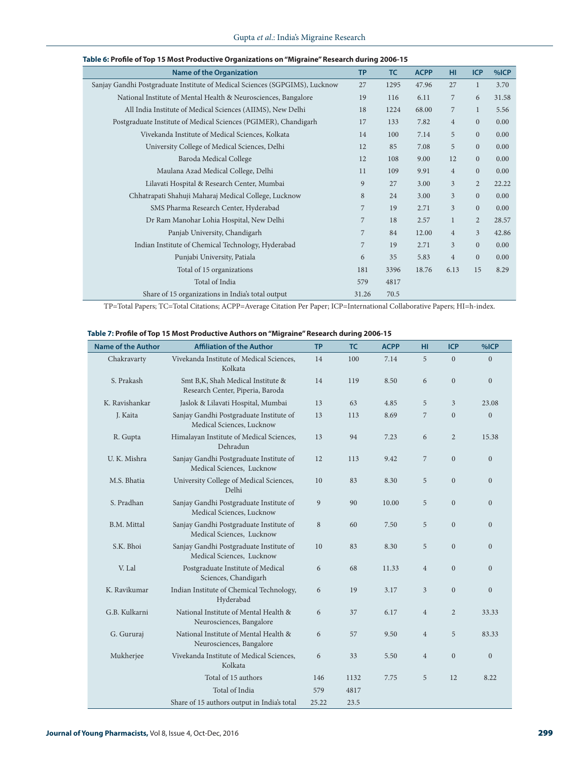**Table 6: Profile of Top 15 Most Productive Organizations on "Migraine" Research during 2006-15**

| Name of the Organization | TP | TC | ACPP | HI | ICP | %ICP |
|---|---|---|---|---|---|---|
| Sanjay Gandhi Postgraduate Institute of Medical Sciences (SGPGIMS), Lucknow | 27 | 1295 | 47.96 | 27 | 1 | 3.70 |
| National Institute of Mental Health & Neurosciences, Bangalore | 19 | 116 | 6.11 | 7 | 6 | 31.58 |
| All India Institute of Medical Sciences (AIIMS), New Delhi | 18 | 1224 | 68.00 | 7 | 1 | 5.56 |
| Postgraduate Institute of Medical Sciences (PGIMER), Chandigarh | 17 | 133 | 7.82 | 4 | 0 | 0.00 |
| Vivekanda Institute of Medical Sciences, Kolkata | 14 | 100 | 7.14 | 5 | 0 | 0.00 |
| University College of Medical Sciences, Delhi | 12 | 85 | 7.08 | 5 | 0 | 0.00 |
| Baroda Medical College | 12 | 108 | 9.00 | 12 | 0 | 0.00 |
| Maulana Azad Medical College, Delhi | 11 | 109 | 9.91 | 4 | 0 | 0.00 |
| Lilavati Hospital & Research Center, Mumbai | 9 | 27 | 3.00 | 3 | 2 | 22.22 |
| Chhatrapati Shahuji Maharaj Medical College, Lucknow | 8 | 24 | 3.00 | 3 | 0 | 0.00 |
| SMS Pharma Research Center, Hyderabad | 7 | 19 | 2.71 | 3 | 0 | 0.00 |
| Dr Ram Manohar Lohia Hospital, New Delhi | 7 | 18 | 2.57 | 1 | 2 | 28.57 |
| Panjab University, Chandigarh | 7 | 84 | 12.00 | 4 | 3 | 42.86 |
| Indian Institute of Chemical Technology, Hyderabad | 7 | 19 | 2.71 | 3 | 0 | 0.00 |
| Punjabi University, Patiala | 6 | 35 | 5.83 | 4 | 0 | 0.00 |
| Total of 15 organizations | 181 | 3396 | 18.76 | 6.13 | 15 | 8.29 |
| Total of India | 579 | 4817 | | | | |
| Share of 15 organizations in India's total output | 31.26 | 70.5 | | | | |

TP=Total Papers; TC=Total Citations; ACPP=Average Citation Per Paper; ICP=International Collaborative Papers; HI=h-index.

**Table 7: Profile of Top 15 Most Productive Authors on "Migraine" Research during 2006-15**

| Name of the Author | Affiliation of the Author | TP | TC | ACPP | HI | ICP | %ICP |
|---|---|---|---|---|---|---|---|
| Chakravarty | Vivekanda Institute of Medical Sciences, Kolkata | 14 | 100 | 7.14 | 5 | 0 | 0 |
| S. Prakash | Smt B,K, Shah Medical Institute & Research Center, Piperia, Baroda | 14 | 119 | 8.50 | 6 | 0 | 0 |
| K. Ravishankar | Jaslok & Lilavati Hospital, Mumbai | 13 | 63 | 4.85 | 5 | 3 | 23.08 |
| J. Kaita | Sanjay Gandhi Postgraduate Institute of Medical Sciences, Lucknow | 13 | 113 | 8.69 | 7 | 0 | 0 |
| R. Gupta | Himalayan Institute of Medical Sciences, Dehradun | 13 | 94 | 7.23 | 6 | 2 | 15.38 |
| U. K. Mishra | Sanjay Gandhi Postgraduate Institute of Medical Sciences, Lucknow | 12 | 113 | 9.42 | 7 | 0 | 0 |
| M.S. Bhatia | University College of Medical Sciences, Delhi | 10 | 83 | 8.30 | 5 | 0 | 0 |
| S. Pradhan | Sanjay Gandhi Postgraduate Institute of Medical Sciences, Lucknow | 9 | 90 | 10.00 | 5 | 0 | 0 |
| B.M. Mittal | Sanjay Gandhi Postgraduate Institute of Medical Sciences, Lucknow | 8 | 60 | 7.50 | 5 | 0 | 0 |
| S.K. Bhoi | Sanjay Gandhi Postgraduate Institute of Medical Sciences, Lucknow | 10 | 83 | 8.30 | 5 | 0 | 0 |
| V. Lal | Postgraduate Institute of Medical Sciences, Chandigarh | 6 | 68 | 11.33 | 4 | 0 | 0 |
| K. Ravikumar | Indian Institute of Chemical Technology, Hyderabad | 6 | 19 | 3.17 | 3 | 0 | 0 |
| G.B. Kulkarni | National Institute of Mental Health & Neurosciences, Bangalore | 6 | 37 | 6.17 | 4 | 2 | 33.33 |
| G. Gururaj | National Institute of Mental Health & Neurosciences, Bangalore | 6 | 57 | 9.50 | 4 | 5 | 83.33 |
| Mukherjee | Vivekanda Institute of Medical Sciences, Kolkata | 6 | 33 | 5.50 | 4 | 0 | 0 |
| | Total of 15 authors | 146 | 1132 | 7.75 | 5 | 12 | 8.22 |
| | Total of India | 579 | 4817 | | | | |
| | Share of 15 authors output in India's total | 25.22 | 23.5 | | | | |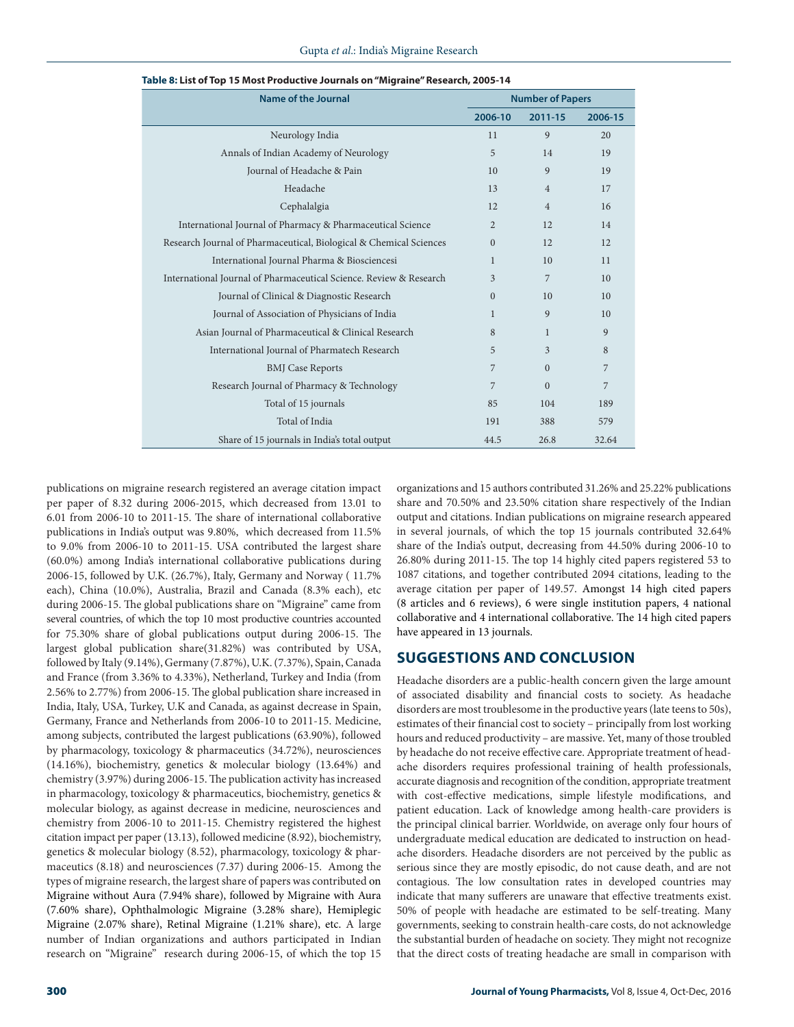**Table 8: List of Top 15 Most Productive Journals on "Migraine" Research, 2005-14**

| Name of the Journal | Number of Papers | | |
|---|---|---|---|
| | 2006-10 | 2011-15 | 2006-15 |
| Neurology India | 11 | 9 | 20 |
| Annals of Indian Academy of Neurology | 5 | 14 | 19 |
| Journal of Headache & Pain | 10 | 9 | 19 |
| Headache | 13 | 4 | 17 |
| Cephalalgia | 12 | 4 | 16 |
| International Journal of Pharmacy & Pharmaceutical Science | 2 | 12 | 14 |
| Research Journal of Pharmaceutical, Biological & Chemical Sciences | 0 | 12 | 12 |
| International Journal Pharma & Biosciencesi | 1 | 10 | 11 |
| International Journal of Pharmaceutical Science. Review & Research | 3 | 7 | 10 |
| Journal of Clinical & Diagnostic Research | 0 | 10 | 10 |
| Journal of Association of Physicians of India | 1 | 9 | 10 |
| Asian Journal of Pharmaceutical & Clinical Research | 8 | 1 | 9 |
| International Journal of Pharmatech Research | 5 | 3 | 8 |
| BMJ Case Reports | 7 | 0 | 7 |
| Research Journal of Pharmacy & Technology | 7 | 0 | 7 |
| Total of 15 journals | 85 | 104 | 189 |
| Total of India | 191 | 388 | 579 |
| Share of 15 journals in India's total output | 44.5 | 26.8 | 32.64 |

publications on migraine research registered an average citation impact per paper of 8.32 during 2006-2015, which decreased from 13.01 to 6.01 from 2006-10 to 2011-15. The share of international collaborative publications in India's output was 9.80%, which decreased from 11.5% to 9.0% from 2006-10 to 2011-15. USA contributed the largest share (60.0%) among India's international collaborative publications during 2006-15, followed by U.K. (26.7%), Italy, Germany and Norway ( 11.7% each), China (10.0%), Australia, Brazil and Canada (8.3% each), etc during 2006-15. The global publications share on "Migraine" came from several countries, of which the top 10 most productive countries accounted for 75.30% share of global publications output during 2006-15. The largest global publication share(31.82%) was contributed by USA, followed by Italy (9.14%), Germany (7.87%), U.K. (7.37%), Spain, Canada and France (from 3.36% to 4.33%), Netherland, Turkey and India (from 2.56% to 2.77%) from 2006-15. The global publication share increased in India, Italy, USA, Turkey, U.K and Canada, as against decrease in Spain, Germany, France and Netherlands from 2006-10 to 2011-15. Medicine, among subjects, contributed the largest publications (63.90%), followed by pharmacology, toxicology & pharmaceutics (34.72%), neurosciences (14.16%), biochemistry, genetics & molecular biology (13.64%) and chemistry (3.97%) during 2006-15. The publication activity has increased in pharmacology, toxicology & pharmaceutics, biochemistry, genetics & molecular biology, as against decrease in medicine, neurosciences and chemistry from 2006-10 to 2011-15. Chemistry registered the highest citation impact per paper (13.13), followed medicine (8.92), biochemistry, genetics & molecular biology (8.52), pharmacology, toxicology & pharmaceutics (8.18) and neurosciences (7.37) during 2006-15. Among the types of migraine research, the largest share of papers was contributed on Migraine without Aura (7.94% share), followed by Migraine with Aura (7.60% share), Ophthalmologic Migraine (3.28% share), Hemiplegic Migraine (2.07% share), Retinal Migraine (1.21% share), etc. A large number of Indian organizations and authors participated in Indian research on "Migraine" research during 2006-15, of which the top 15 organizations and 15 authors contributed 31.26% and 25.22% publications share and 70.50% and 23.50% citation share respectively of the Indian output and citations. Indian publications on migraine research appeared in several journals, of which the top 15 journals contributed 32.64% share of the India's output, decreasing from 44.50% during 2006-10 to 26.80% during 2011-15. The top 14 highly cited papers registered 53 to 1087 citations, and together contributed 2094 citations, leading to the average citation per paper of 149.57. Amongst 14 high cited papers (8 articles and 6 reviews), 6 were single institution papers, 4 national collaborative and 4 international collaborative. The 14 high cited papers have appeared in 13 journals.

## SUGGESTIONS AND CONCLUSION

Headache disorders are a public-health concern given the large amount of associated disability and financial costs to society. As headache disorders are most troublesome in the productive years (late teens to 50s), estimates of their financial cost to society – principally from lost working hours and reduced productivity – are massive. Yet, many of those troubled by headache do not receive effective care. Appropriate treatment of headache disorders requires professional training of health professionals, accurate diagnosis and recognition of the condition, appropriate treatment with cost-effective medications, simple lifestyle modifications, and patient education. Lack of knowledge among health-care providers is the principal clinical barrier. Worldwide, on average only four hours of undergraduate medical education are dedicated to instruction on headache disorders. Headache disorders are not perceived by the public as serious since they are mostly episodic, do not cause death, and are not contagious. The low consultation rates in developed countries may indicate that many sufferers are unaware that effective treatments exist. 50% of people with headache are estimated to be self-treating. Many governments, seeking to constrain health-care costs, do not acknowledge the substantial burden of headache on society. They might not recognize that the direct costs of treating headache are small in comparison with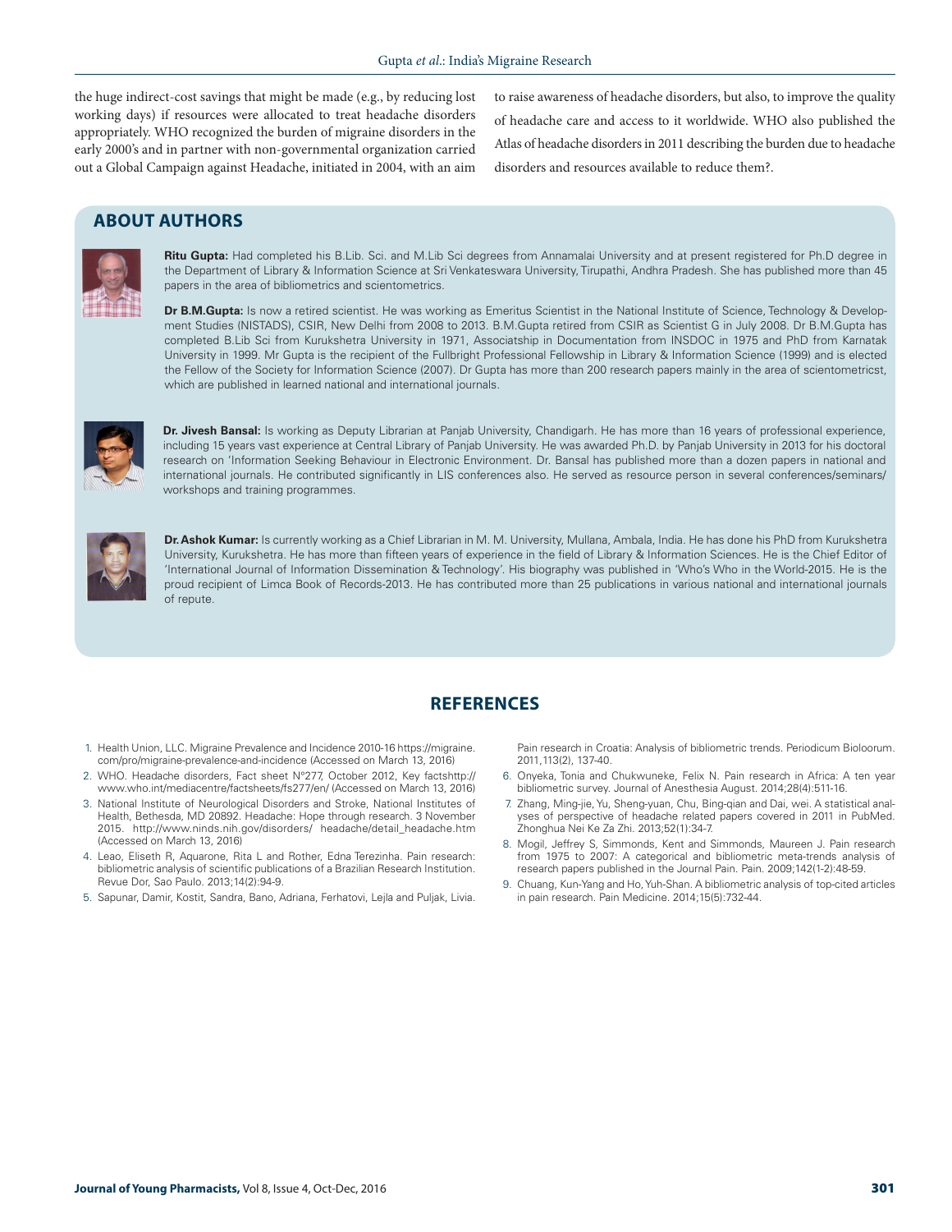the huge indirect-cost savings that might be made (e.g., by reducing lost working days) if resources were allocated to treat headache disorders appropriately. WHO recognized the burden of migraine disorders in the early 2000's and in partner with non-governmental organization carried out a Global Campaign against Headache, initiated in 2004, with an aim to raise awareness of headache disorders, but also, to improve the quality of headache care and access to it worldwide. WHO also published the Atlas of headache disorders in 2011 describing the burden due to headache disorders and resources available to reduce them?.

## ABOUT AUTHORS

**Ritu Gupta:** Had completed his B.Lib. Sci. and M.Lib Sci degrees from Annamalai University and at present registered for Ph.D degree in the Department of Library & Information Science at Sri Venkateswara University, Tirupathi, Andhra Pradesh. She has published more than 45 papers in the area of bibliometrics and scientometrics.

**Dr B.M.Gupta:** Is now a retired scientist. He was working as Emeritus Scientist in the National Institute of Science, Technology & Development Studies (NISTADS), CSIR, New Delhi from 2008 to 2013. B.M.Gupta retired from CSIR as Scientist G in July 2008. Dr B.M.Gupta has completed B.Lib Sci from Kurukshetra University in 1971, Associatship in Documentation from INSDOC in 1975 and PhD from Karnatak University in 1999. Mr Gupta is the recipient of the Fullbright Professional Fellowship in Library & Information Science (1999) and is elected the Fellow of the Society for Information Science (2007). Dr Gupta has more than 200 research papers mainly in the area of scientometricst, which are published in learned national and international journals.

**Dr. Jivesh Bansal:** Is working as Deputy Librarian at Panjab University, Chandigarh. He has more than 16 years of professional experience, including 15 years vast experience at Central Library of Panjab University. He was awarded Ph.D. by Panjab University in 2013 for his doctoral research on 'Information Seeking Behaviour in Electronic Environment. Dr. Bansal has published more than a dozen papers in national and international journals. He contributed significantly in LIS conferences also. He served as resource person in several conferences/seminars/workshops and training programmes.

**Dr. Ashok Kumar:** Is currently working as a Chief Librarian in M. M. University, Mullana, Ambala, India. He has done his PhD from Kurukshetra University, Kurukshetra. He has more than fifteen years of experience in the field of Library & Information Sciences. He is the Chief Editor of 'International Journal of Information Dissemination & Technology'. His biography was published in 'Who's Who in the World-2015. He is the proud recipient of Limca Book of Records-2013. He has contributed more than 25 publications in various national and international journals of repute.

## REFERENCES

1. Health Union, LLC. Migraine Prevalence and Incidence 2010-16 https://migraine.com/pro/migraine-prevalence-and-incidence (Accessed on March 13, 2016)
2. WHO. Headache disorders, Fact sheet N°277, October 2012, Key factshttp://www.who.int/mediacentre/factsheets/fs277/en/ (Accessed on March 13, 2016)
3. National Institute of Neurological Disorders and Stroke, National Institutes of Health, Bethesda, MD 20892. Headache: Hope through research. 3 November 2015. http://www.ninds.nih.gov/disorders/ headache/detail_headache.htm (Accessed on March 13, 2016)
4. Leao, Eliseth R, Aquarone, Rita L and Rother, Edna Terezinha. Pain research: bibliometric analysis of scientific publications of a Brazilian Research Institution. Revue Dor, Sao Paulo. 2013;14(2):94-9.
5. Sapunar, Damir, Kostit, Sandra, Bano, Adriana, Ferhatovi, Lejla and Puljak, Livia. Pain research in Croatia: Analysis of bibliometric trends. Periodicum Bioloorum. 2011,113(2), 137-40.
6. Onyeka, Tonia and Chukwuneke, Felix N. Pain research in Africa: A ten year bibliometric survey. Journal of Anesthesia August. 2014;28(4):511-16.
7. Zhang, Ming-jie, Yu, Sheng-yuan, Chu, Bing-qian and Dai, wei. A statistical analyses of perspective of headache related papers covered in 2011 in PubMed. Zhonghua Nei Ke Za Zhi. 2013;52(1):34-7.
8. Mogil, Jeffrey S, Simmonds, Kent and Simmonds, Maureen J. Pain research from 1975 to 2007: A categorical and bibliometric meta-trends analysis of research papers published in the Journal Pain. Pain. 2009;142(1-2):48-59.
9. Chuang, Kun-Yang and Ho, Yuh-Shan. A bibliometric analysis of top-cited articles in pain research. Pain Medicine. 2014;15(5):732-44.